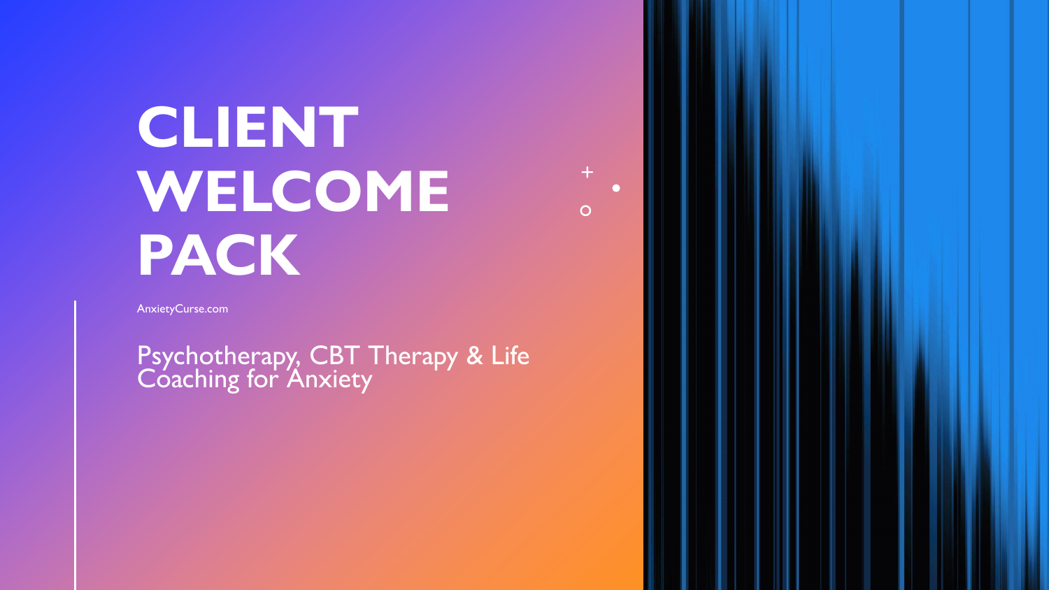# CLIENT WELCOME PACK

AnxietyCurse.com

Psychotherapy, CBT Therapy & Life Coaching for Anxiety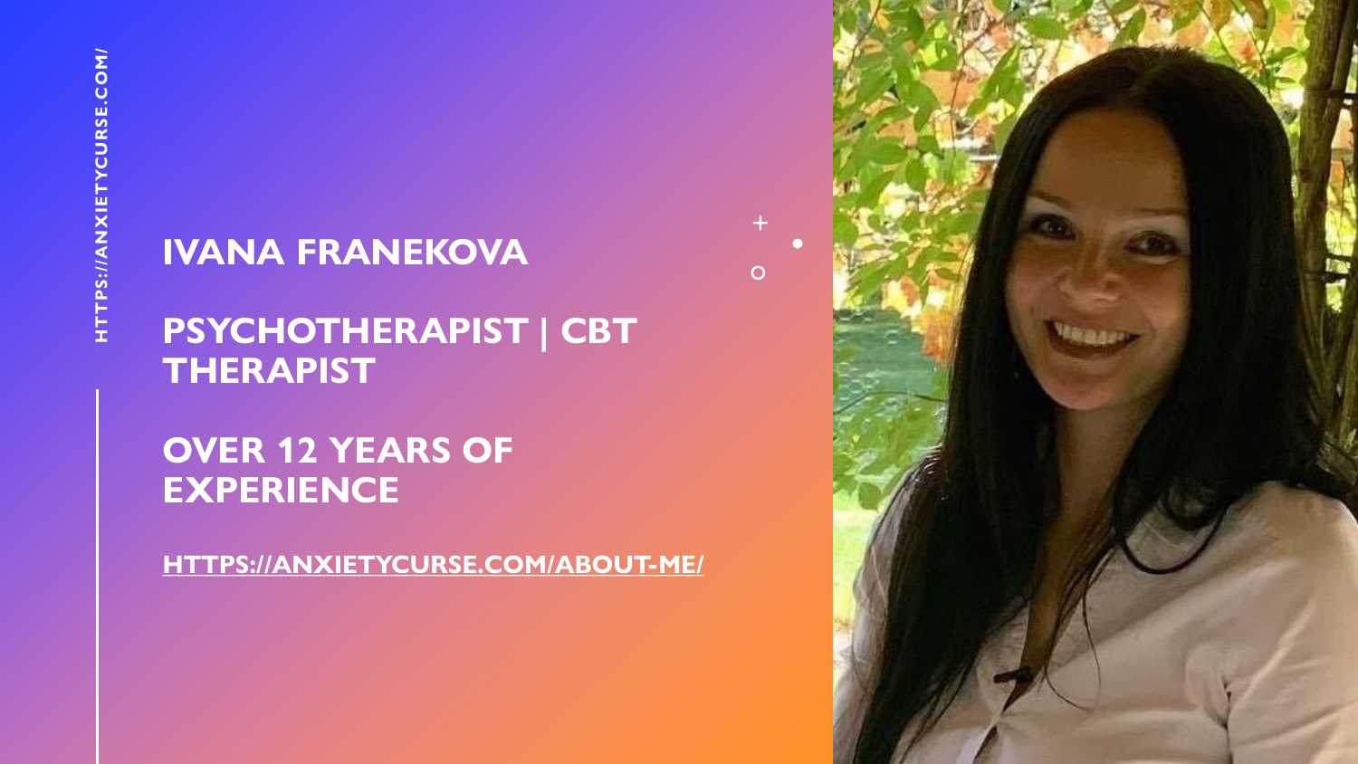HTTPS://ANXIETYCURSE.COM/

# IVANA FRANEKOVA

## PSYCHOTHERAPIST | CBT THERAPIST

## OVER 12 YEARS OF EXPERIENCE

[HTTPS://ANXIETYCURSE.COM/ABOUT-ME/](https://anxietycurse.com/about-me/)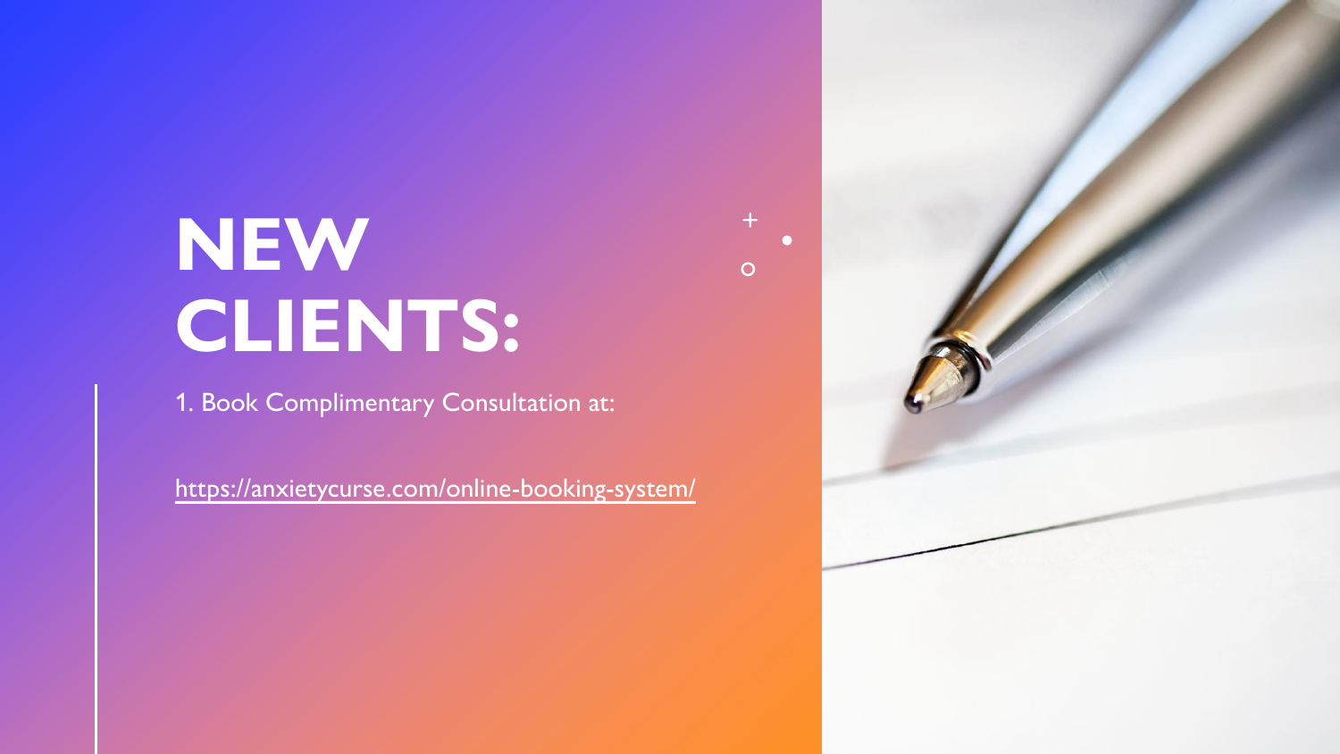# NEW CLIENTS:

1. Book Complimentary Consultation at:

https://anxietycurse.com/online-booking-system/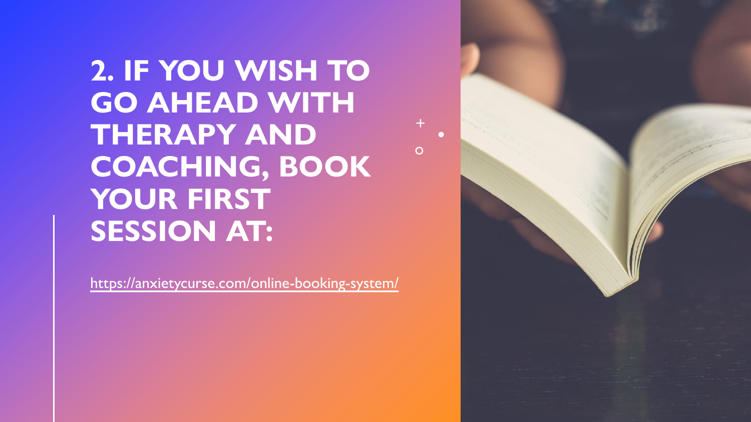# 2. IF YOU WISH TO GO AHEAD WITH THERAPY AND COACHING, BOOK YOUR FIRST SESSION AT:

https://anxietycurse.com/online-booking-system/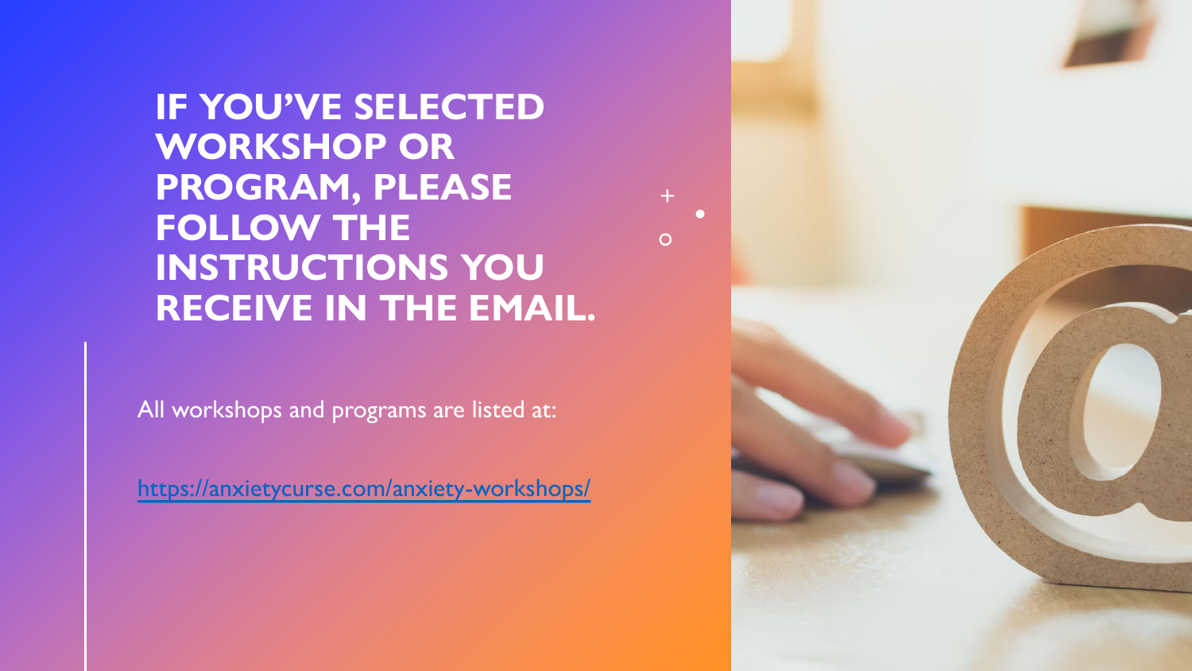# IF YOU'VE SELECTED WORKSHOP OR PROGRAM, PLEASE FOLLOW THE INSTRUCTIONS YOU RECEIVE IN THE EMAIL.

All workshops and programs are listed at:

https://anxietycurse.com/anxiety-workshops/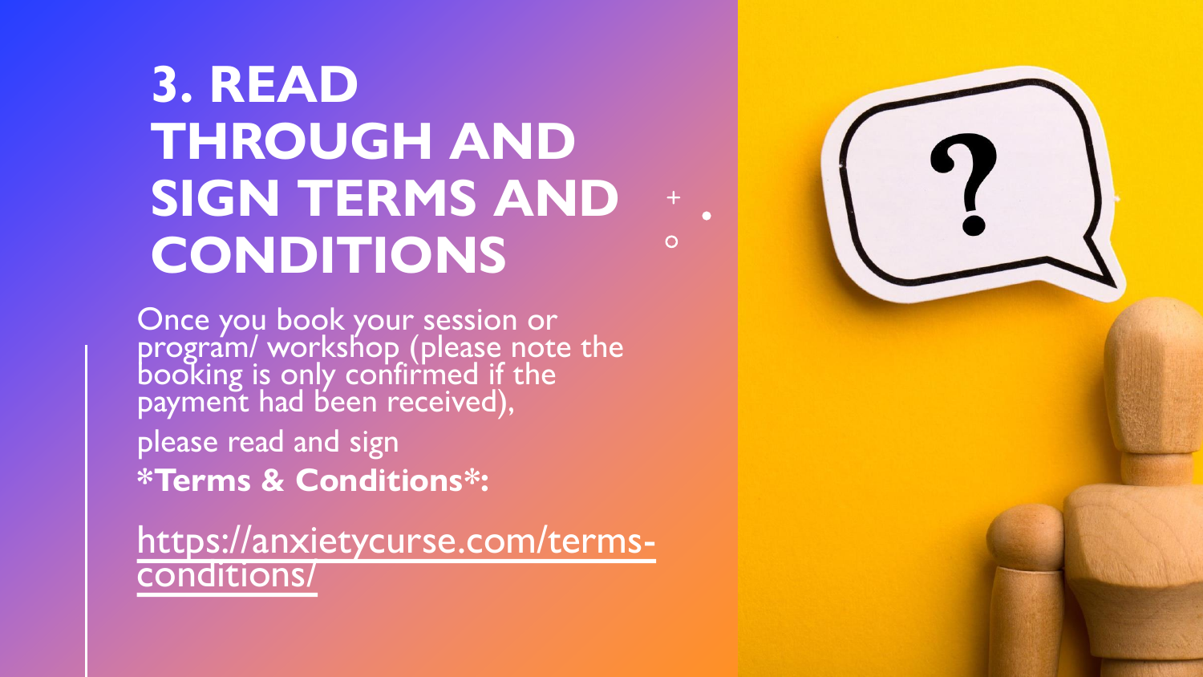# 3. READ THROUGH AND SIGN TERMS AND CONDITIONS

Once you book your session or program/ workshop (please note the booking is only confirmed if the payment had been received),

please read and sign

***Terms & Conditions*:**

https://anxietycurse.com/terms-conditions/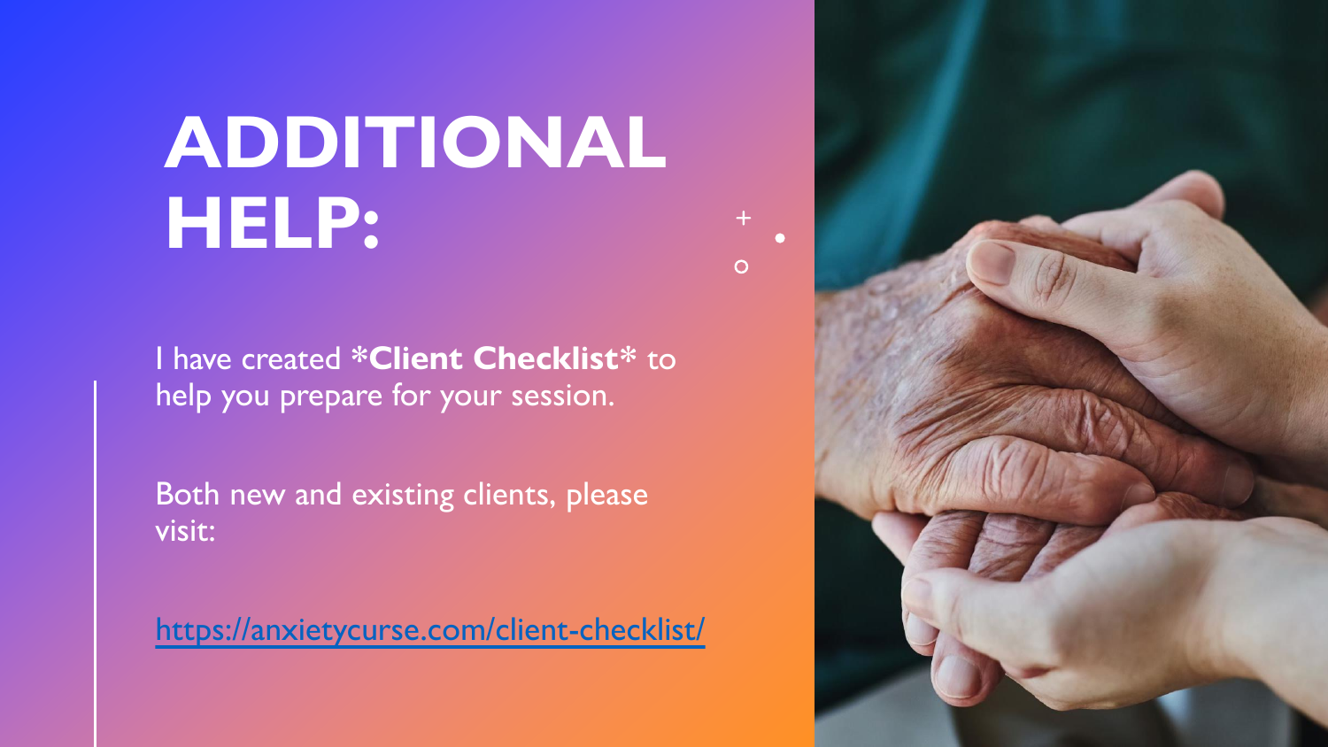# ADDITIONAL HELP:

I have created ***Client Checklist*** to help you prepare for your session.

Both new and existing clients, please visit:

[https://anxietycurse.com/client-checklist/](https://anxietycurse.com/client-checklist/)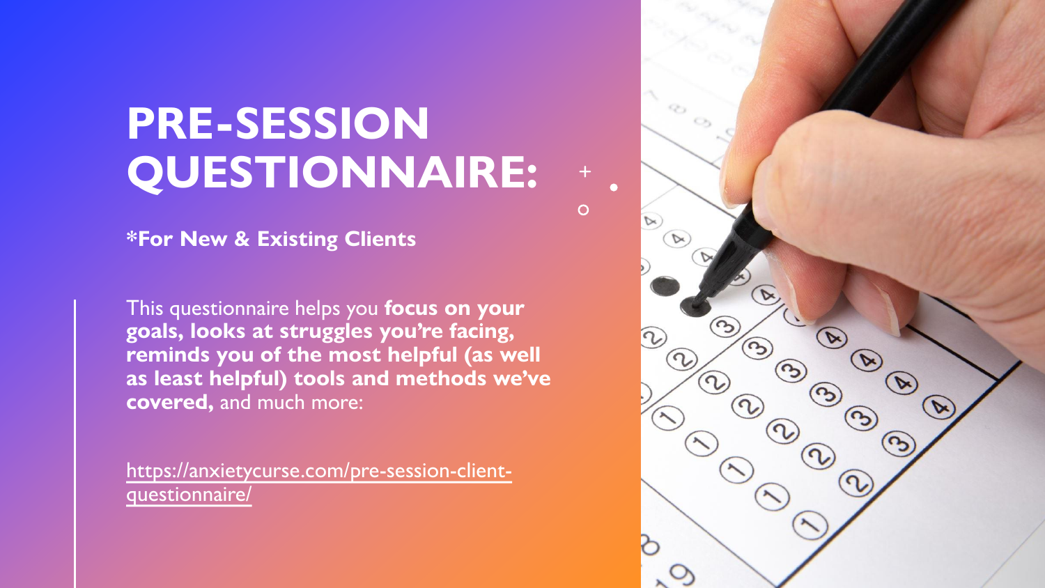# PRE-SESSION QUESTIONNAIRE:

***For New & Existing Clients**

This questionnaire helps you **focus on your goals, looks at struggles you're facing, reminds you of the most helpful (as well as least helpful) tools and methods we've covered,** and much more:

https://anxietycurse.com/pre-session-client-questionnaire/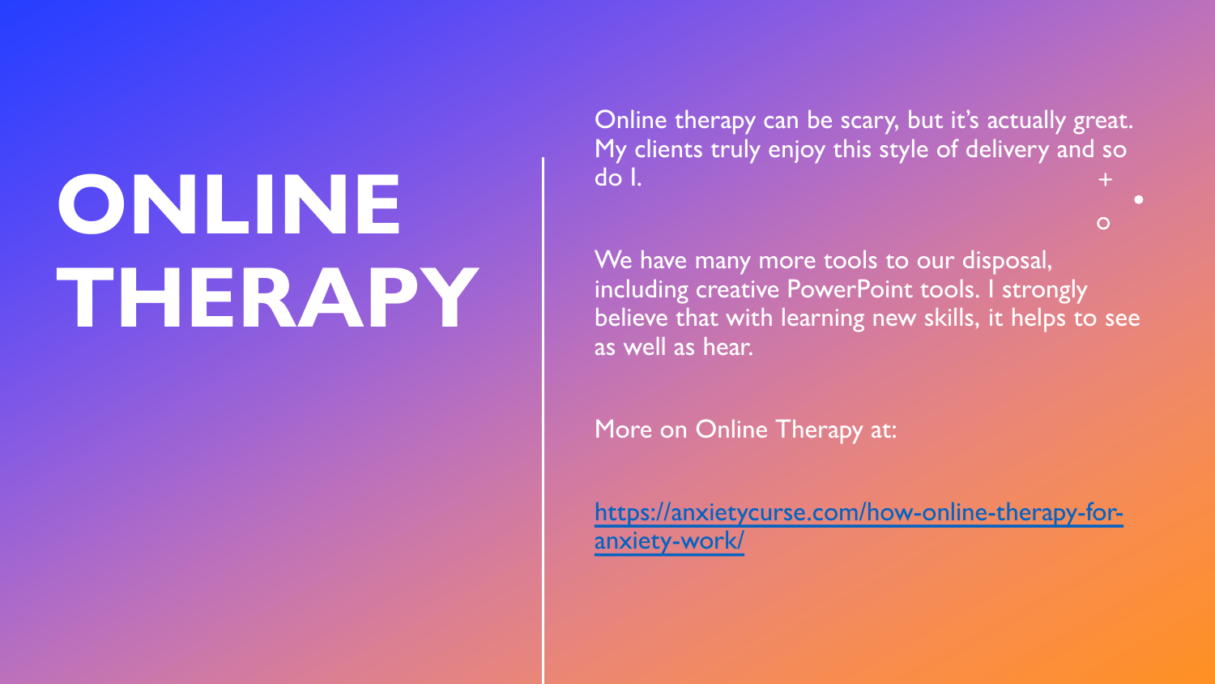# ONLINE THERAPY

Online therapy can be scary, but it's actually great. My clients truly enjoy this style of delivery and so do I.

We have many more tools to our disposal, including creative PowerPoint tools. I strongly believe that with learning new skills, it helps to see as well as hear.

More on Online Therapy at:

https://anxietycurse.com/how-online-therapy-for-anxiety-work/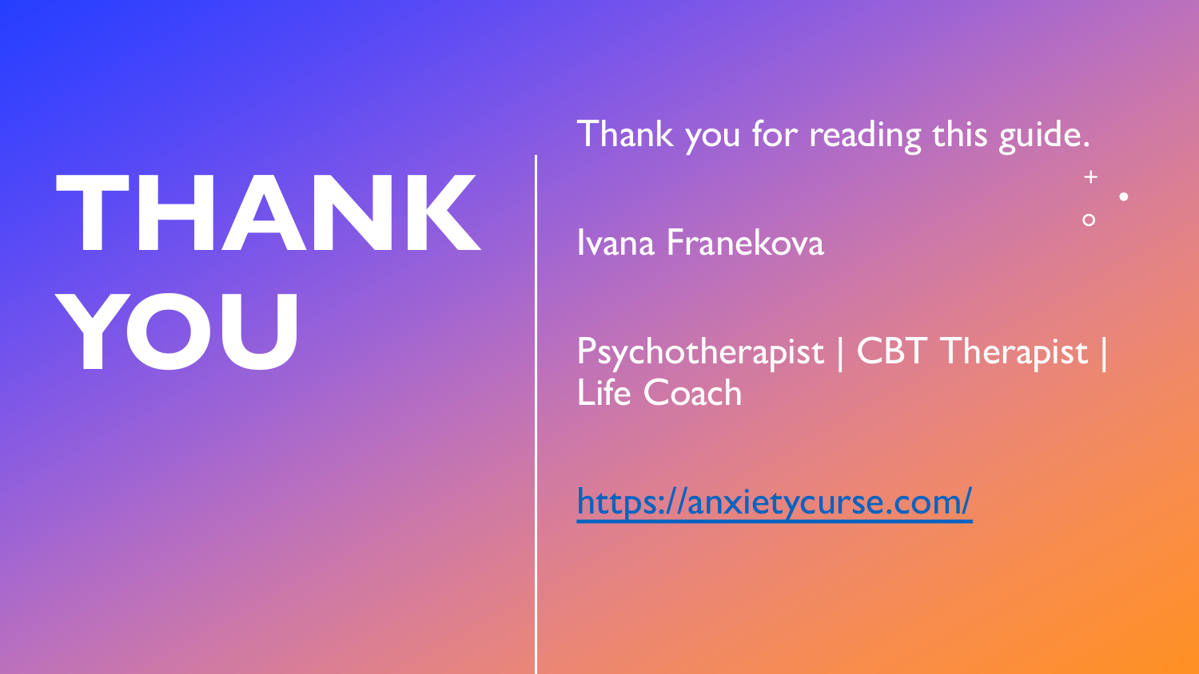# THANK YOU

Thank you for reading this guide.

Ivana Franekova

Psychotherapist | CBT Therapist | Life Coach

[https://anxietycurse.com/](https://anxietycurse.com/)